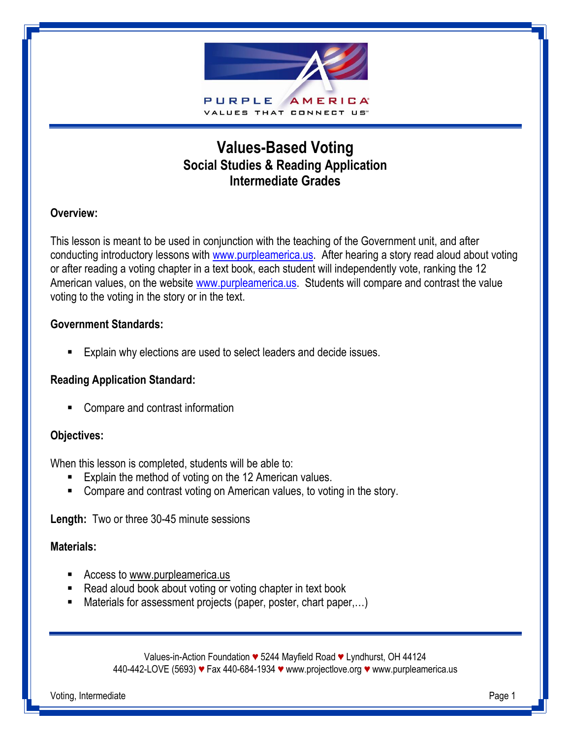# Values-Based Voting

## Social Studies & Reading Application
## Intermediate Grades

**Overview:**

This lesson is meant to be used in conjunction with the teaching of the Government unit, and after conducting introductory lessons with www.purpleamerica.us. After hearing a story read aloud about voting or after reading a voting chapter in a text book, each student will independently vote, ranking the 12 American values, on the website www.purpleamerica.us. Students will compare and contrast the value voting to the voting in the story or in the text.

**Government Standards:**

- Explain why elections are used to select leaders and decide issues.

**Reading Application Standard:**

- Compare and contrast information

**Objectives:**

When this lesson is completed, students will be able to:

- Explain the method of voting on the 12 American values.
- Compare and contrast voting on American values, to voting in the story.

**Length:** Two or three 30-45 minute sessions

**Materials:**

- Access to www.purpleamerica.us
- Read aloud book about voting or voting chapter in text book
- Materials for assessment projects (paper, poster, chart paper,…)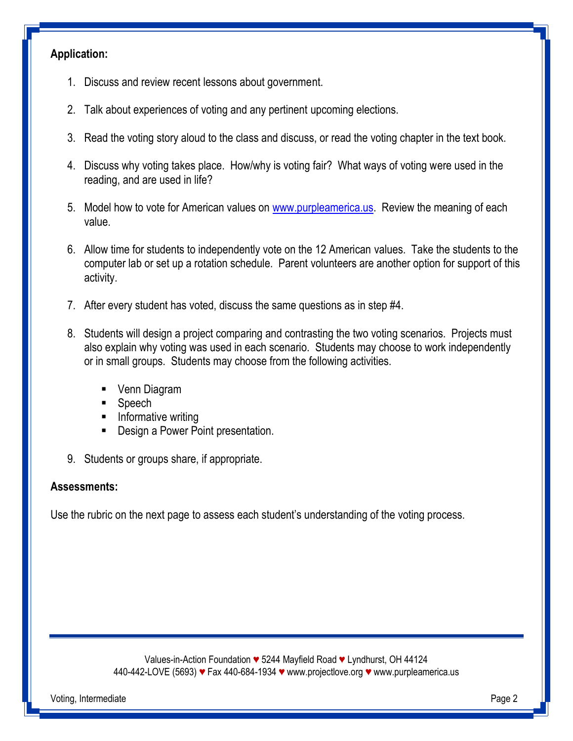**Application:**

1. Discuss and review recent lessons about government.

2. Talk about experiences of voting and any pertinent upcoming elections.

3. Read the voting story aloud to the class and discuss, or read the voting chapter in the text book.

4. Discuss why voting takes place. How/why is voting fair? What ways of voting were used in the reading, and are used in life?

5. Model how to vote for American values on [www.purpleamerica.us](www.purpleamerica.us). Review the meaning of each value.

6. Allow time for students to independently vote on the 12 American values. Take the students to the computer lab or set up a rotation schedule. Parent volunteers are another option for support of this activity.

7. After every student has voted, discuss the same questions as in step #4.

8. Students will design a project comparing and contrasting the two voting scenarios. Projects must also explain why voting was used in each scenario. Students may choose to work independently or in small groups. Students may choose from the following activities.

   - Venn Diagram
   - Speech
   - Informative writing
   - Design a Power Point presentation.

9. Students or groups share, if appropriate.

**Assessments:**

Use the rubric on the next page to assess each student's understanding of the voting process.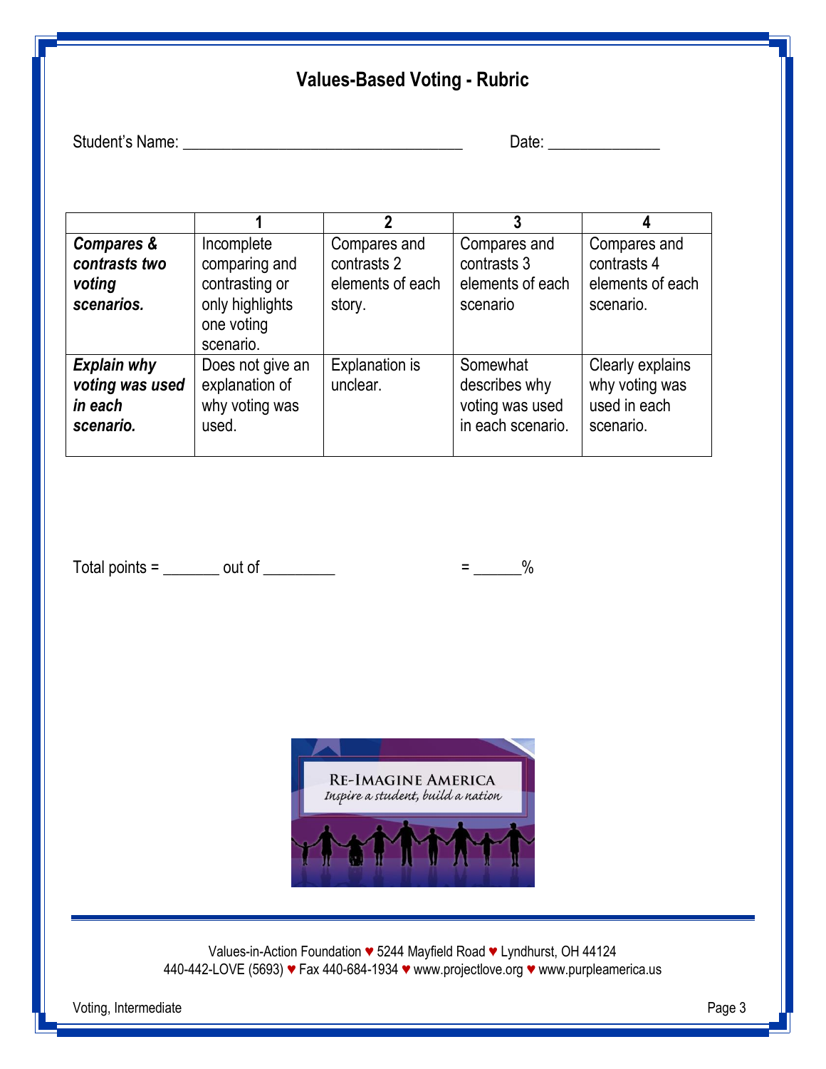## Values-Based Voting - Rubric

Student's Name: ___________________________________ Date: ______________

| | 1 | 2 | 3 | 4 |
|---|---|---|---|---|
| ***Compares & contrasts two voting scenarios.*** | Incomplete comparing and contrasting or only highlights one voting scenario. | Compares and contrasts 2 elements of each story. | Compares and contrasts 3 elements of each scenario | Compares and contrasts 4 elements of each scenario. |
| ***Explain why voting was used in each scenario.*** | Does not give an explanation of why voting was used. | Explanation is unclear. | Somewhat describes why voting was used in each scenario. | Clearly explains why voting was used in each scenario. |

Total points = _______ out of _________ = ______%

RE-IMAGINE AMERICA
*Inspire a student, build a nation*

Values-in-Action Foundation ♥ 5244 Mayfield Road ♥ Lyndhurst, OH 44124
440-442-LOVE (5693) ♥ Fax 440-684-1934 ♥ www.projectlove.org ♥ www.purpleamerica.us

Voting, Intermediate